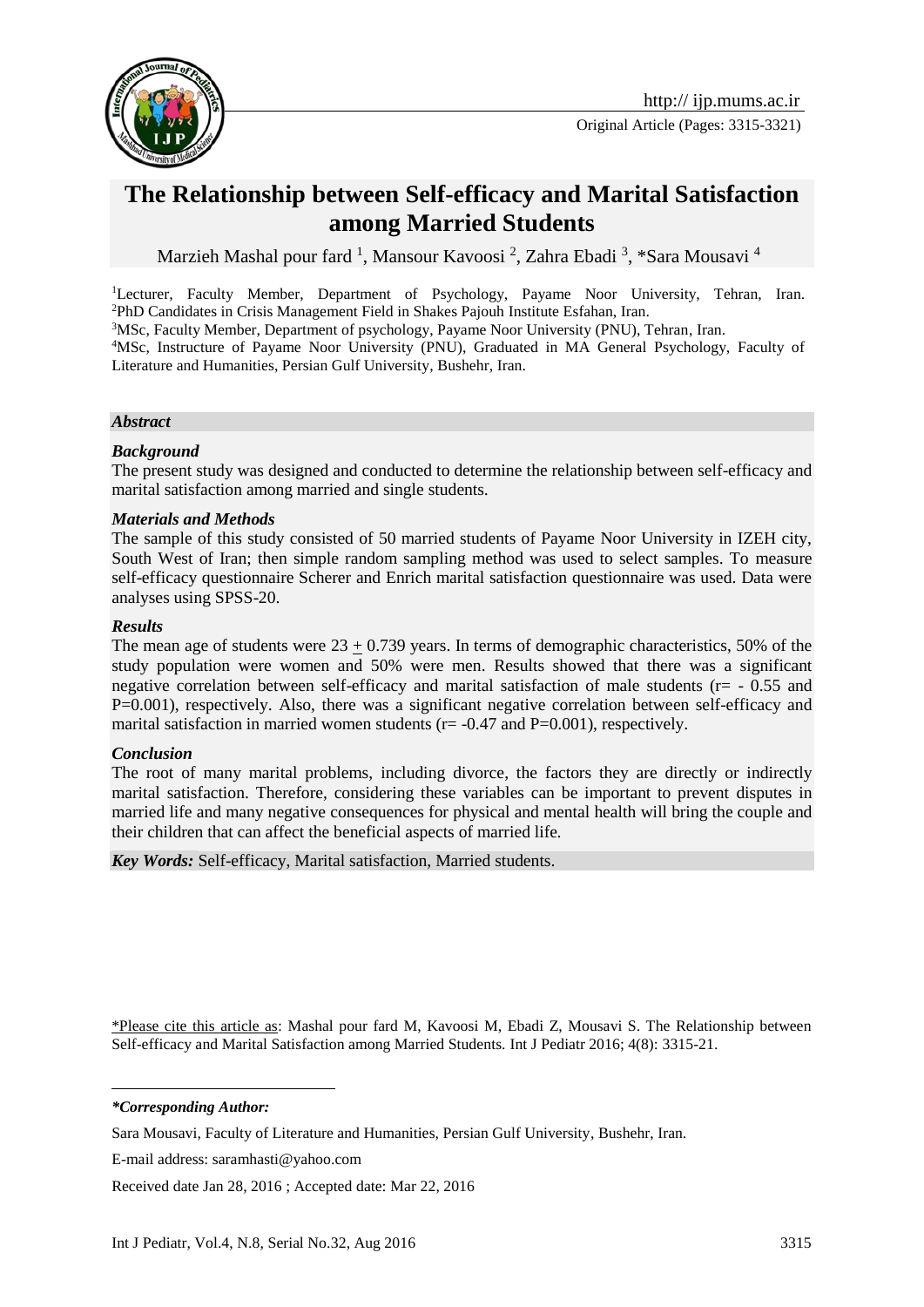http:// ijp.mums.ac.ir

Original Article (Pages: 3315-3321)

# The Relationship between Self-efficacy and Marital Satisfaction among Married Students

Marzieh Mashal pour fard [1], Mansour Kavoosi [2], Zahra Ebadi [3], *Sara Mousavi [4]

[1]Lecturer, Faculty Member, Department of Psychology, Payame Noor University, Tehran, Iran.
[2]PhD Candidates in Crisis Management Field in Shakes Pajouh Institute Esfahan, Iran.
[3]MSc, Faculty Member, Department of psychology, Payame Noor University (PNU), Tehran, Iran.
[4]MSc, Instructure of Payame Noor University (PNU), Graduated in MA General Psychology, Faculty of Literature and Humanities, Persian Gulf University, Bushehr, Iran.

***Abstract***

***Background***

The present study was designed and conducted to determine the relationship between self-efficacy and marital satisfaction among married and single students.

***Materials and Methods***

The sample of this study consisted of 50 married students of Payame Noor University in IZEH city, South West of Iran; then simple random sampling method was used to select samples. To measure self-efficacy questionnaire Scherer and Enrich marital satisfaction questionnaire was used. Data were analyses using SPSS-20.

***Results***

The mean age of students were 23 $\pm$ 0.739 years. In terms of demographic characteristics, 50% of the study population were women and 50% were men. Results showed that there was a significant negative correlation between self-efficacy and marital satisfaction of male students (r= - 0.55 and P=0.001), respectively. Also, there was a significant negative correlation between self-efficacy and marital satisfaction in married women students (r= -0.47 and P=0.001), respectively.

***Conclusion***

The root of many marital problems, including divorce, the factors they are directly or indirectly marital satisfaction. Therefore, considering these variables can be important to prevent disputes in married life and many negative consequences for physical and mental health will bring the couple and their children that can affect the beneficial aspects of married life.

***Key Words:*** Self-efficacy, Marital satisfaction, Married students.

*Please cite this article as: Mashal pour fard M, Kavoosi M, Ebadi Z, Mousavi S. The Relationship between Self-efficacy and Marital Satisfaction among Married Students. Int J Pediatr 2016; 4(8): 3315-21.

***Corresponding Author:***

Sara Mousavi, Faculty of Literature and Humanities, Persian Gulf University, Bushehr, Iran.

E-mail address: saramhasti@yahoo.com

Received date Jan 28, 2016 ; Accepted date: Mar 22, 2016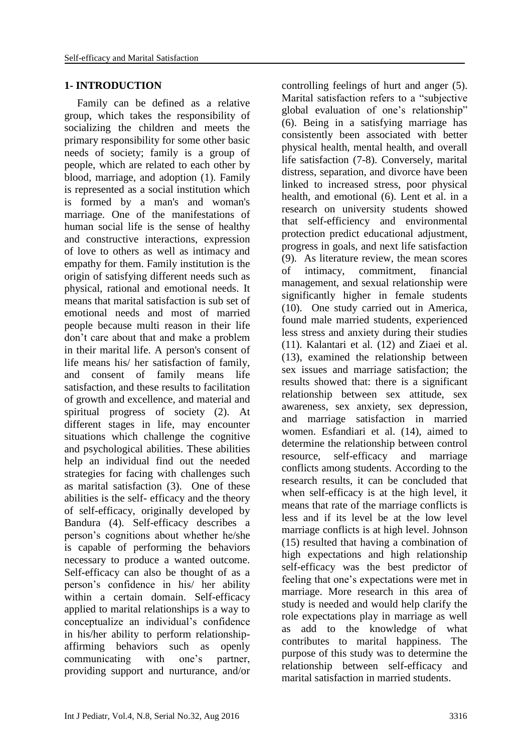## 1- INTRODUCTION

Family can be defined as a relative group, which takes the responsibility of socializing the children and meets the primary responsibility for some other basic needs of society; family is a group of people, which are related to each other by blood, marriage, and adoption (1). Family is represented as a social institution which is formed by a man's and woman's marriage. One of the manifestations of human social life is the sense of healthy and constructive interactions, expression of love to others as well as intimacy and empathy for them. Family institution is the origin of satisfying different needs such as physical, rational and emotional needs. It means that marital satisfaction is sub set of emotional needs and most of married people because multi reason in their life don't care about that and make a problem in their marital life. A person's consent of life means his/ her satisfaction of family, and consent of family means life satisfaction, and these results to facilitation of growth and excellence, and material and spiritual progress of society (2). At different stages in life, may encounter situations which challenge the cognitive and psychological abilities. These abilities help an individual find out the needed strategies for facing with challenges such as marital satisfaction (3). One of these abilities is the self- efficacy and the theory of self-efficacy, originally developed by Bandura (4). Self-efficacy describes a person's cognitions about whether he/she is capable of performing the behaviors necessary to produce a wanted outcome. Self-efficacy can also be thought of as a person's confidence in his/ her ability within a certain domain. Self-efficacy applied to marital relationships is a way to conceptualize an individual's confidence in his/her ability to perform relationship-affirming behaviors such as openly communicating with one's partner, providing support and nurturance, and/or controlling feelings of hurt and anger (5). Marital satisfaction refers to a "subjective global evaluation of one's relationship" (6). Being in a satisfying marriage has consistently been associated with better physical health, mental health, and overall life satisfaction (7-8). Conversely, marital distress, separation, and divorce have been linked to increased stress, poor physical health, and emotional (6). Lent et al. in a research on university students showed that self-efficiency and environmental protection predict educational adjustment, progress in goals, and next life satisfaction (9). As literature review, the mean scores of intimacy, commitment, financial management, and sexual relationship were significantly higher in female students (10). One study carried out in America, found male married students, experienced less stress and anxiety during their studies (11). Kalantari et al. (12) and Ziaei et al. (13), examined the relationship between sex issues and marriage satisfaction; the results showed that: there is a significant relationship between sex attitude, sex awareness, sex anxiety, sex depression, and marriage satisfaction in married women. Esfandiari et al. (14), aimed to determine the relationship between control resource, self-efficacy and marriage conflicts among students. According to the research results, it can be concluded that when self-efficacy is at the high level, it means that rate of the marriage conflicts is less and if its level be at the low level marriage conflicts is at high level. Johnson (15) resulted that having a combination of high expectations and high relationship self-efficacy was the best predictor of feeling that one's expectations were met in marriage. More research in this area of study is needed and would help clarify the role expectations play in marriage as well as add to the knowledge of what contributes to marital happiness. The purpose of this study was to determine the relationship between self-efficacy and marital satisfaction in married students.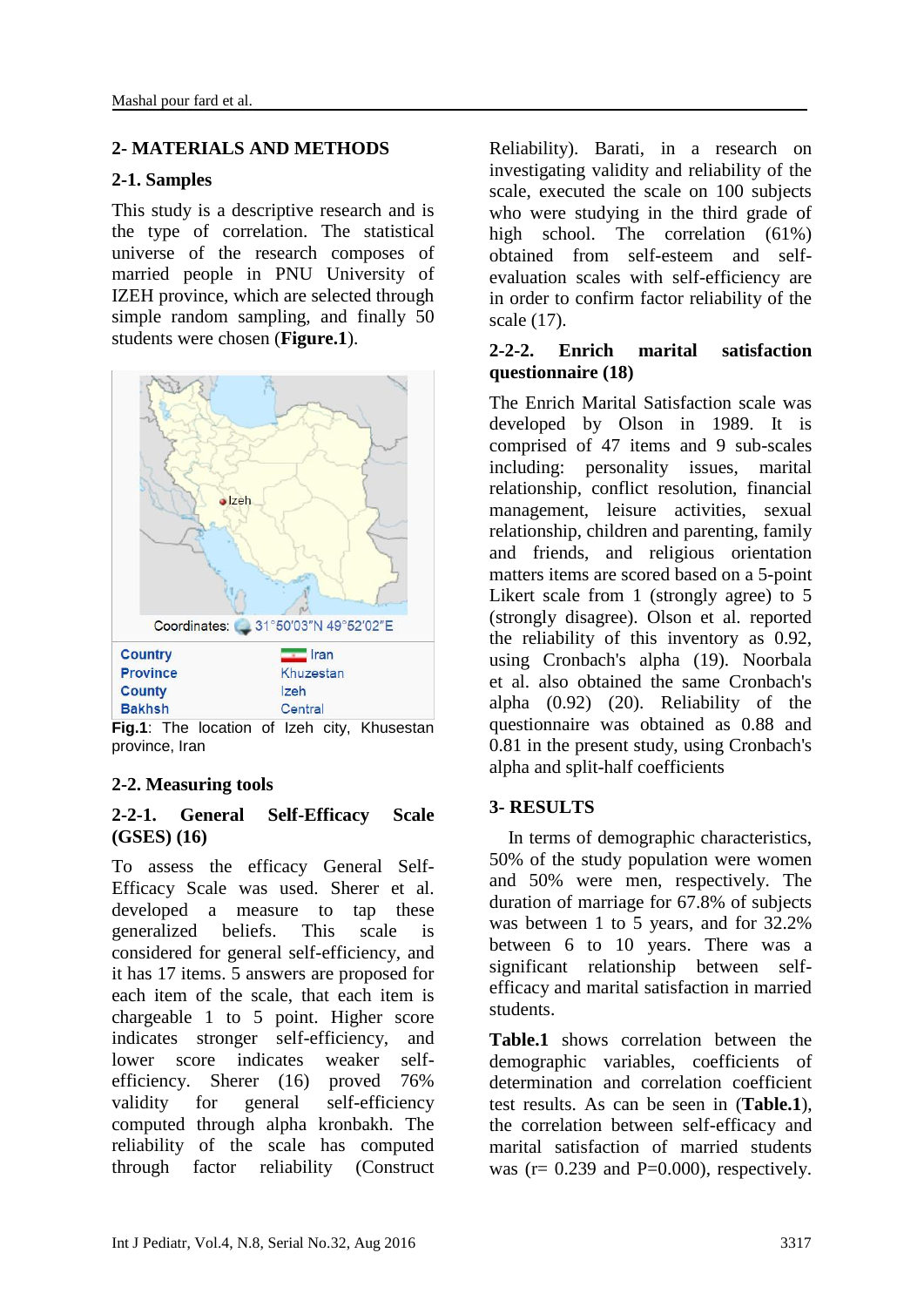## 2- MATERIALS AND METHODS

### 2-1. Samples

This study is a descriptive research and is the type of correlation. The statistical universe of the research composes of married people in PNU University of IZEH province, which are selected through simple random sampling, and finally 50 students were chosen (**Figure.1**).

| Country | Iran |
|---|---|
| Province | Khuzestan |
| County | Izeh |
| Bakhsh | Central |

Coordinates: 31°50′03″N 49°52′02″E

**Fig.1**: The location of Izeh city, Khusestan province, Iran

### 2-2. Measuring tools

#### 2-2-1. General Self-Efficacy Scale (GSES) (16)

To assess the efficacy General Self-Efficacy Scale was used. Sherer et al. developed a measure to tap these generalized beliefs. This scale is considered for general self-efficiency, and it has 17 items. 5 answers are proposed for each item of the scale, that each item is chargeable 1 to 5 point. Higher score indicates stronger self-efficiency, and lower score indicates weaker self-efficiency. Sherer (16) proved 76% validity for general self-efficiency computed through alpha kronbakh. The reliability of the scale has computed through factor reliability (Construct Reliability). Barati, in a research on investigating validity and reliability of the scale, executed the scale on 100 subjects who were studying in the third grade of high school. The correlation (61%) obtained from self-esteem and self-evaluation scales with self-efficiency are in order to confirm factor reliability of the scale (17).

#### 2-2-2. Enrich marital satisfaction questionnaire (18)

The Enrich Marital Satisfaction scale was developed by Olson in 1989. It is comprised of 47 items and 9 sub-scales including: personality issues, marital relationship, conflict resolution, financial management, leisure activities, sexual relationship, children and parenting, family and friends, and religious orientation matters items are scored based on a 5-point Likert scale from 1 (strongly agree) to 5 (strongly disagree). Olson et al. reported the reliability of this inventory as 0.92, using Cronbach's alpha (19). Noorbala et al. also obtained the same Cronbach's alpha (0.92) (20). Reliability of the questionnaire was obtained as 0.88 and 0.81 in the present study, using Cronbach's alpha and split-half coefficients

## 3- RESULTS

In terms of demographic characteristics, 50% of the study population were women and 50% were men, respectively. The duration of marriage for 67.8% of subjects was between 1 to 5 years, and for 32.2% between 6 to 10 years. There was a significant relationship between self-efficacy and marital satisfaction in married students.

**Table.1** shows correlation between the demographic variables, coefficients of determination and correlation coefficient test results. As can be seen in (**Table.1**), the correlation between self-efficacy and marital satisfaction of married students was ($r = 0.239$ and $P=0.000$), respectively.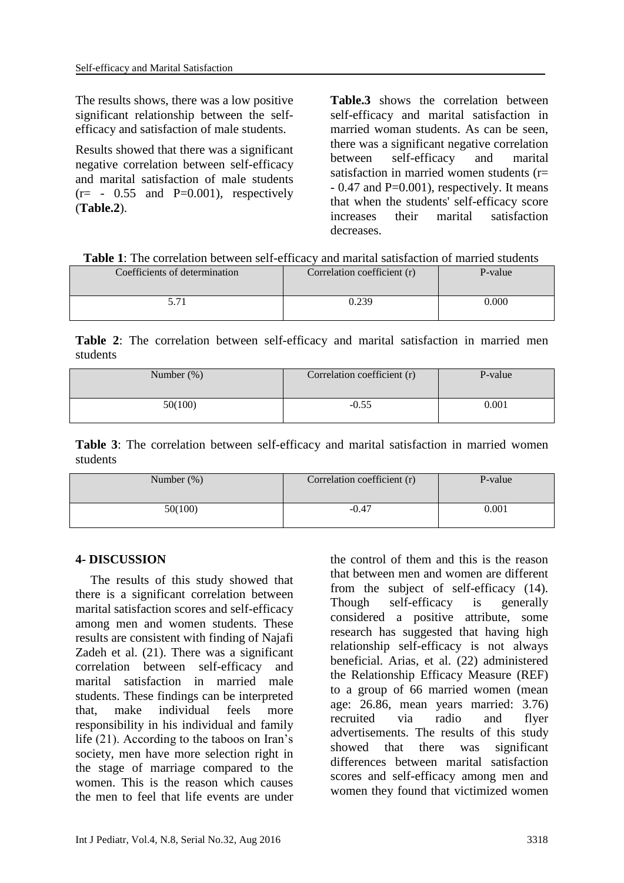The results shows, there was a low positive significant relationship between the self-efficacy and satisfaction of male students.

Results showed that there was a significant negative correlation between self-efficacy and marital satisfaction of male students (r= - 0.55 and P=0.001), respectively (**Table.2**).

**Table.3** shows the correlation between self-efficacy and marital satisfaction in married woman students. As can be seen, there was a significant negative correlation between self-efficacy and marital satisfaction in married women students (r= - 0.47 and P=0.001), respectively. It means that when the students' self-efficacy score increases their marital satisfaction decreases.

**Table 1**: The correlation between self-efficacy and marital satisfaction of married students

| Coefficients of determination | Correlation coefficient (r) | P-value |
| --- | --- | --- |
| 5.71 | 0.239 | 0.000 |

**Table 2**: The correlation between self-efficacy and marital satisfaction in married men students

| Number (%) | Correlation coefficient (r) | P-value |
| --- | --- | --- |
| 50(100) | -0.55 | 0.001 |

**Table 3**: The correlation between self-efficacy and marital satisfaction in married women students

| Number (%) | Correlation coefficient (r) | P-value |
| --- | --- | --- |
| 50(100) | -0.47 | 0.001 |

## 4- DISCUSSION

The results of this study showed that there is a significant correlation between marital satisfaction scores and self-efficacy among men and women students. These results are consistent with finding of Najafi Zadeh et al. (21). There was a significant correlation between self-efficacy and marital satisfaction in married male students. These findings can be interpreted that, make individual feels more responsibility in his individual and family life (21). According to the taboos on Iran's society, men have more selection right in the stage of marriage compared to the women. This is the reason which causes the men to feel that life events are under the control of them and this is the reason that between men and women are different from the subject of self-efficacy (14). Though self-efficacy is generally considered a positive attribute, some research has suggested that having high relationship self-efficacy is not always beneficial. Arias, et al. (22) administered the Relationship Efficacy Measure (REF) to a group of 66 married women (mean age: 26.86, mean years married: 3.76) recruited via radio and flyer advertisements. The results of this study showed that there was significant differences between marital satisfaction scores and self-efficacy among men and women they found that victimized women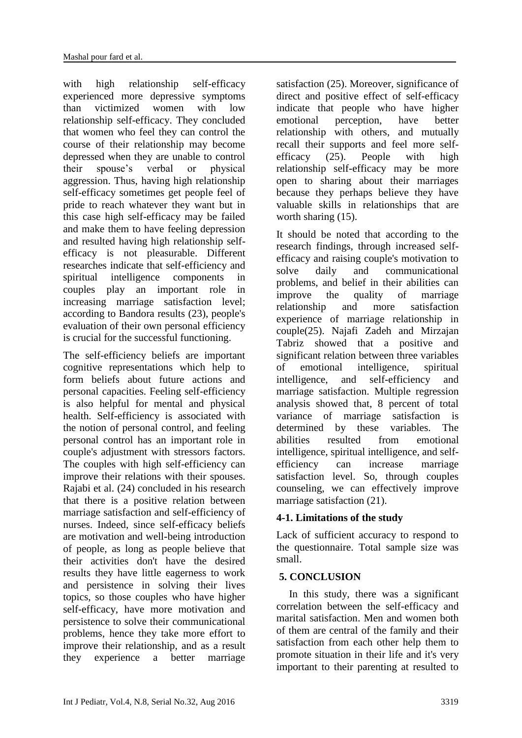with high relationship self-efficacy experienced more depressive symptoms than victimized women with low relationship self-efficacy. They concluded that women who feel they can control the course of their relationship may become depressed when they are unable to control their spouse's verbal or physical aggression. Thus, having high relationship self-efficacy sometimes get people feel of pride to reach whatever they want but in this case high self-efficacy may be failed and make them to have feeling depression and resulted having high relationship self-efficacy is not pleasurable. Different researches indicate that self-efficiency and spiritual intelligence components in couples play an important role in increasing marriage satisfaction level; according to Bandora results (23), people's evaluation of their own personal efficiency is crucial for the successful functioning.

The self-efficiency beliefs are important cognitive representations which help to form beliefs about future actions and personal capacities. Feeling self-efficiency is also helpful for mental and physical health. Self-efficiency is associated with the notion of personal control, and feeling personal control has an important role in couple's adjustment with stressors factors. The couples with high self-efficiency can improve their relations with their spouses. Rajabi et al. (24) concluded in his research that there is a positive relation between marriage satisfaction and self-efficiency of nurses. Indeed, since self-efficacy beliefs are motivation and well-being introduction of people, as long as people believe that their activities don't have the desired results they have little eagerness to work and persistence in solving their lives topics, so those couples who have higher self-efficacy, have more motivation and persistence to solve their communicational problems, hence they take more effort to improve their relationship, and as a result they experience a better marriage satisfaction (25). Moreover, significance of direct and positive effect of self-efficacy indicate that people who have higher emotional perception, have better relationship with others, and mutually recall their supports and feel more self-efficacy (25). People with high relationship self-efficacy may be more open to sharing about their marriages because they perhaps believe they have valuable skills in relationships that are worth sharing (15).

It should be noted that according to the research findings, through increased self-efficacy and raising couple's motivation to solve daily and communicational problems, and belief in their abilities can improve the quality of marriage relationship and more satisfaction experience of marriage relationship in couple(25). Najafi Zadeh and Mirzajan Tabriz showed that a positive and significant relation between three variables of emotional intelligence, spiritual intelligence, and self-efficiency and marriage satisfaction. Multiple regression analysis showed that, 8 percent of total variance of marriage satisfaction is determined by these variables. The abilities resulted from emotional intelligence, spiritual intelligence, and self-efficiency can increase marriage satisfaction level. So, through couples counseling, we can effectively improve marriage satisfaction (21).

### 4-1. Limitations of the study

Lack of sufficient accuracy to respond to the questionnaire. Total sample size was small.

## 5. CONCLUSION

In this study, there was a significant correlation between the self-efficacy and marital satisfaction. Men and women both of them are central of the family and their satisfaction from each other help them to promote situation in their life and it's very important to their parenting at resulted to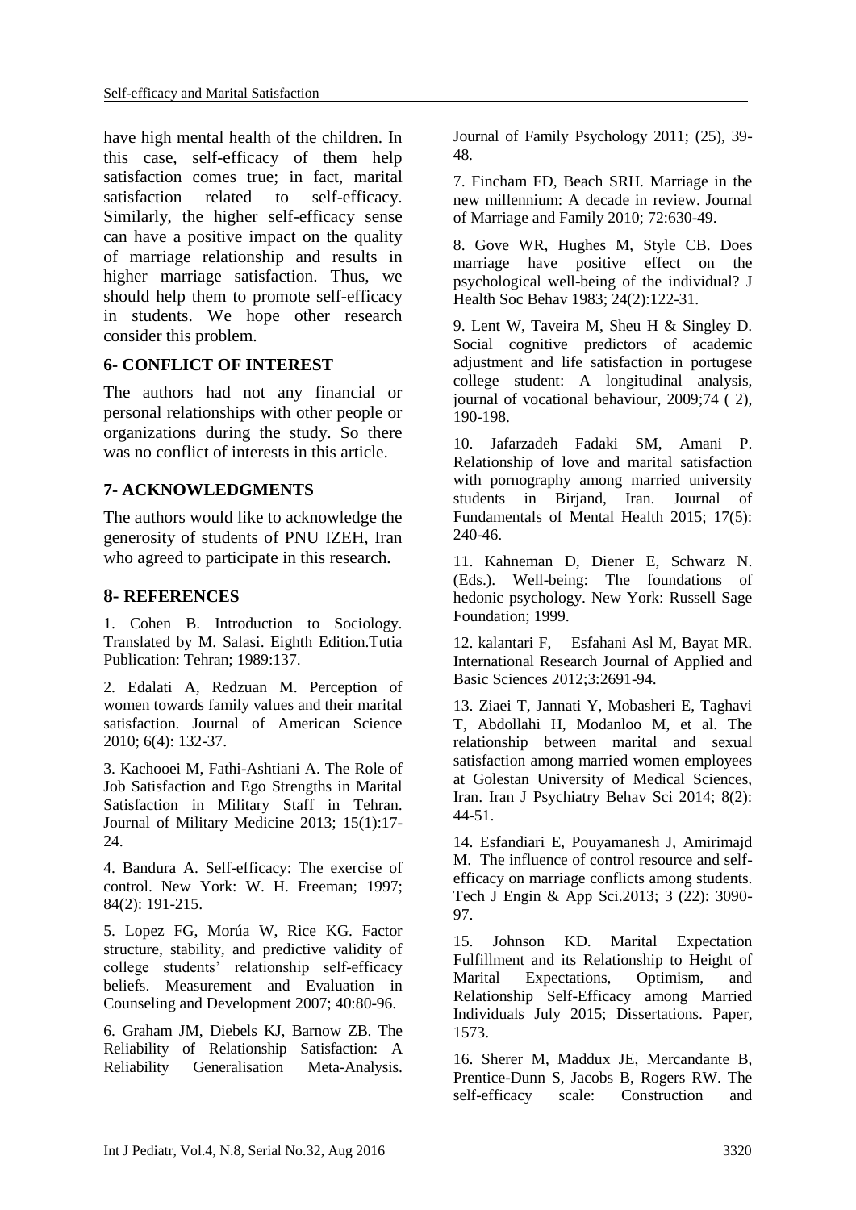have high mental health of the children. In this case, self-efficacy of them help satisfaction comes true; in fact, marital satisfaction related to self-efficacy. Similarly, the higher self-efficacy sense can have a positive impact on the quality of marriage relationship and results in higher marriage satisfaction. Thus, we should help them to promote self-efficacy in students. We hope other research consider this problem.

## 6- CONFLICT OF INTEREST

The authors had not any financial or personal relationships with other people or organizations during the study. So there was no conflict of interests in this article.

## 7- ACKNOWLEDGMENTS

The authors would like to acknowledge the generosity of students of PNU IZEH, Iran who agreed to participate in this research.

## 8- REFERENCES

1. Cohen B. Introduction to Sociology. Translated by M. Salasi. Eighth Edition.Tutia Publication: Tehran; 1989:137.

2. Edalati A, Redzuan M. Perception of women towards family values and their marital satisfaction. Journal of American Science 2010; 6(4): 132-37.

3. Kachooei M, Fathi-Ashtiani A. The Role of Job Satisfaction and Ego Strengths in Marital Satisfaction in Military Staff in Tehran. Journal of Military Medicine 2013; 15(1):17-24.

4. Bandura A. Self-efficacy: The exercise of control. New York: W. H. Freeman; 1997; 84(2): 191-215.

5. Lopez FG, Morúa W, Rice KG. Factor structure, stability, and predictive validity of college students' relationship self-efficacy beliefs. Measurement and Evaluation in Counseling and Development 2007; 40:80-96.

6. Graham JM, Diebels KJ, Barnow ZB. The Reliability of Relationship Satisfaction: A Reliability Generalisation Meta-Analysis. Journal of Family Psychology 2011; (25), 39-48.

7. Fincham FD, Beach SRH. Marriage in the new millennium: A decade in review. Journal of Marriage and Family 2010; 72:630-49.

8. Gove WR, Hughes M, Style CB. Does marriage have positive effect on the psychological well-being of the individual? J Health Soc Behav 1983; 24(2):122-31.

9. Lent W, Taveira M, Sheu H & Singley D. Social cognitive predictors of academic adjustment and life satisfaction in portugese college student: A longitudinal analysis, journal of vocational behaviour, 2009;74 ( 2), 190-198.

10. Jafarzadeh Fadaki SM, Amani P. Relationship of love and marital satisfaction with pornography among married university students in Birjand, Iran. Journal of Fundamentals of Mental Health 2015; 17(5): 240-46.

11. Kahneman D, Diener E, Schwarz N. (Eds.). Well-being: The foundations of hedonic psychology. New York: Russell Sage Foundation; 1999.

12. kalantari F, Esfahani Asl M, Bayat MR. International Research Journal of Applied and Basic Sciences 2012;3:2691-94.

13. Ziaei T, Jannati Y, Mobasheri E, Taghavi T, Abdollahi H, Modanloo M, et al. The relationship between marital and sexual satisfaction among married women employees at Golestan University of Medical Sciences, Iran. Iran J Psychiatry Behav Sci 2014; 8(2): 44-51.

14. Esfandiari E, Pouyamanesh J, Amirimajd M. The influence of control resource and self-efficacy on marriage conflicts among students. Tech J Engin & App Sci.2013; 3 (22): 3090-97.

15. Johnson KD. Marital Expectation Fulfillment and its Relationship to Height of Marital Expectations, Optimism, and Relationship Self-Efficacy among Married Individuals July 2015; Dissertations. Paper, 1573.

16. Sherer M, Maddux JE, Mercandante B, Prentice-Dunn S, Jacobs B, Rogers RW. The self-efficacy scale: Construction and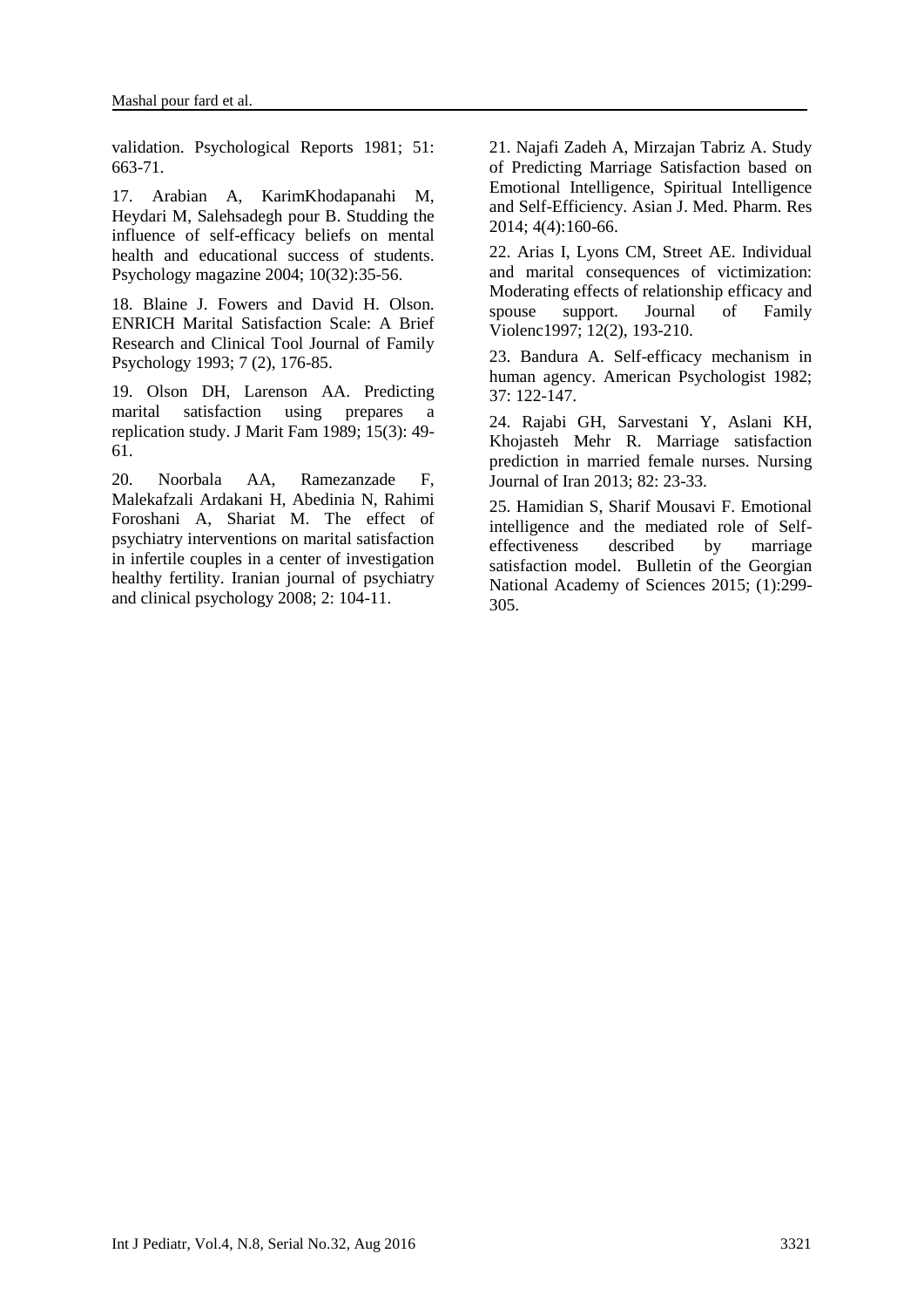validation. Psychological Reports 1981; 51: 663-71.

17. Arabian A, KarimKhodapanahi M, Heydari M, Salehsadegh pour B. Studding the influence of self-efficacy beliefs on mental health and educational success of students. Psychology magazine 2004; 10(32):35-56.

18. Blaine J. Fowers and David H. Olson. ENRICH Marital Satisfaction Scale: A Brief Research and Clinical Tool Journal of Family Psychology 1993; 7 (2), 176-85.

19. Olson DH, Larenson AA. Predicting marital satisfaction using prepares a replication study. J Marit Fam 1989; 15(3): 49-61.

20. Noorbala AA, Ramezanzade F, Malekafzali Ardakani H, Abedinia N, Rahimi Foroshani A, Shariat M. The effect of psychiatry interventions on marital satisfaction in infertile couples in a center of investigation healthy fertility. Iranian journal of psychiatry and clinical psychology 2008; 2: 104-11.

21. Najafi Zadeh A, Mirzajan Tabriz A. Study of Predicting Marriage Satisfaction based on Emotional Intelligence, Spiritual Intelligence and Self-Efficiency. Asian J. Med. Pharm. Res 2014; 4(4):160-66.

22. Arias I, Lyons CM, Street AE. Individual and marital consequences of victimization: Moderating effects of relationship efficacy and spouse support. Journal of Family Violenc1997; 12(2), 193-210.

23. Bandura A. Self-efficacy mechanism in human agency. American Psychologist 1982; 37: 122-147.

24. Rajabi GH, Sarvestani Y, Aslani KH, Khojasteh Mehr R. Marriage satisfaction prediction in married female nurses. Nursing Journal of Iran 2013; 82: 23-33.

25. Hamidian S, Sharif Mousavi F. Emotional intelligence and the mediated role of Self-effectiveness described by marriage satisfaction model. Bulletin of the Georgian National Academy of Sciences 2015; (1):299-305.